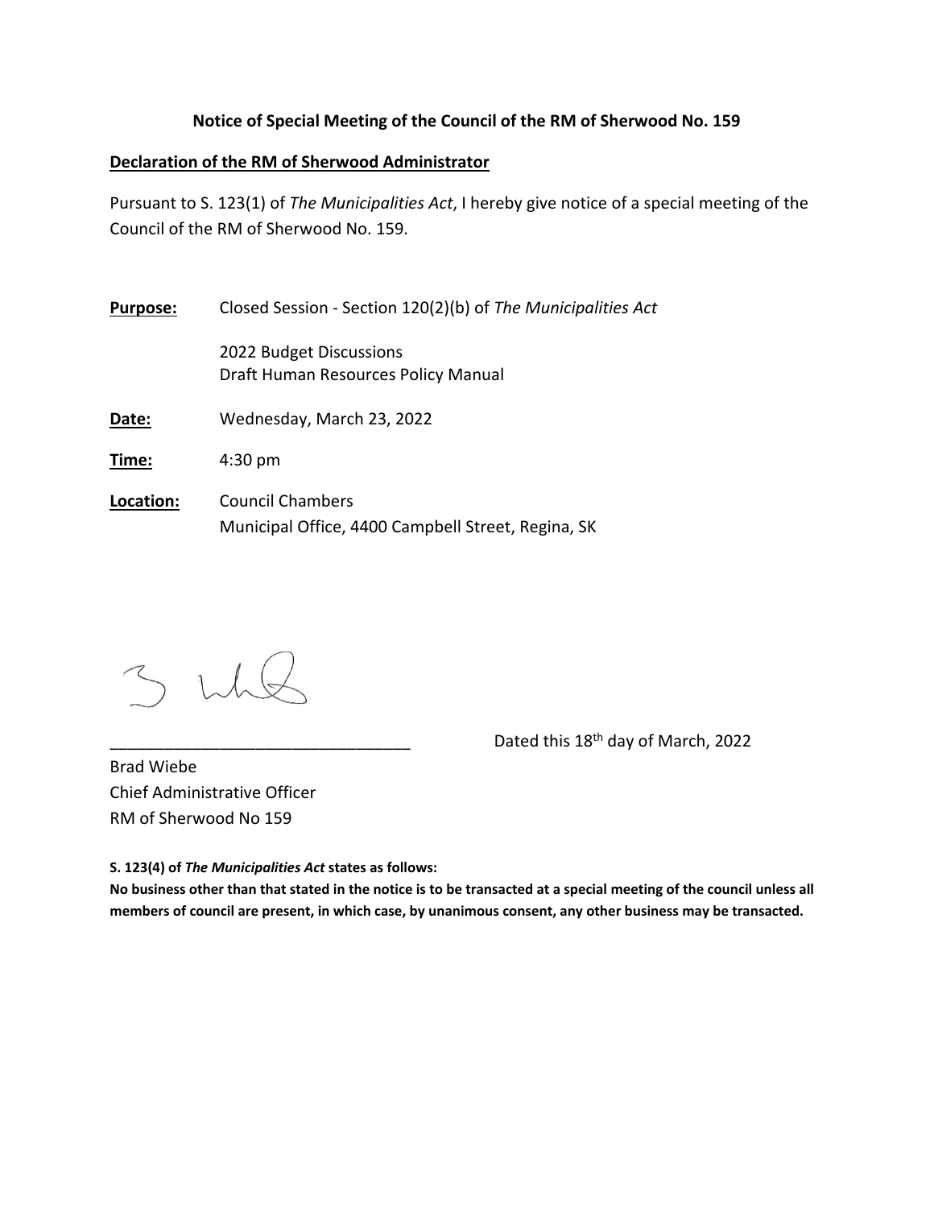**Notice of Special Meeting of the Council of the RM of Sherwood No. 159**

**Declaration of the RM of Sherwood Administrator**

Pursuant to S. 123(1) of *The Municipalities Act*, I hereby give notice of a special meeting of the Council of the RM of Sherwood No. 159.

**Purpose:** Closed Session - Section 120(2)(b) of *The Municipalities Act*

2022 Budget Discussions
Draft Human Resources Policy Manual

**Date:** Wednesday, March 23, 2022

**Time:** 4:30 pm

**Location:** Council Chambers
Municipal Office, 4400 Campbell Street, Regina, SK

_________________________________ Dated this 18th day of March, 2022

Brad Wiebe
Chief Administrative Officer
RM of Sherwood No 159

**S. 123(4) of *The Municipalities Act* states as follows:**
**No business other than that stated in the notice is to be transacted at a special meeting of the council unless all members of council are present, in which case, by unanimous consent, any other business may be transacted.**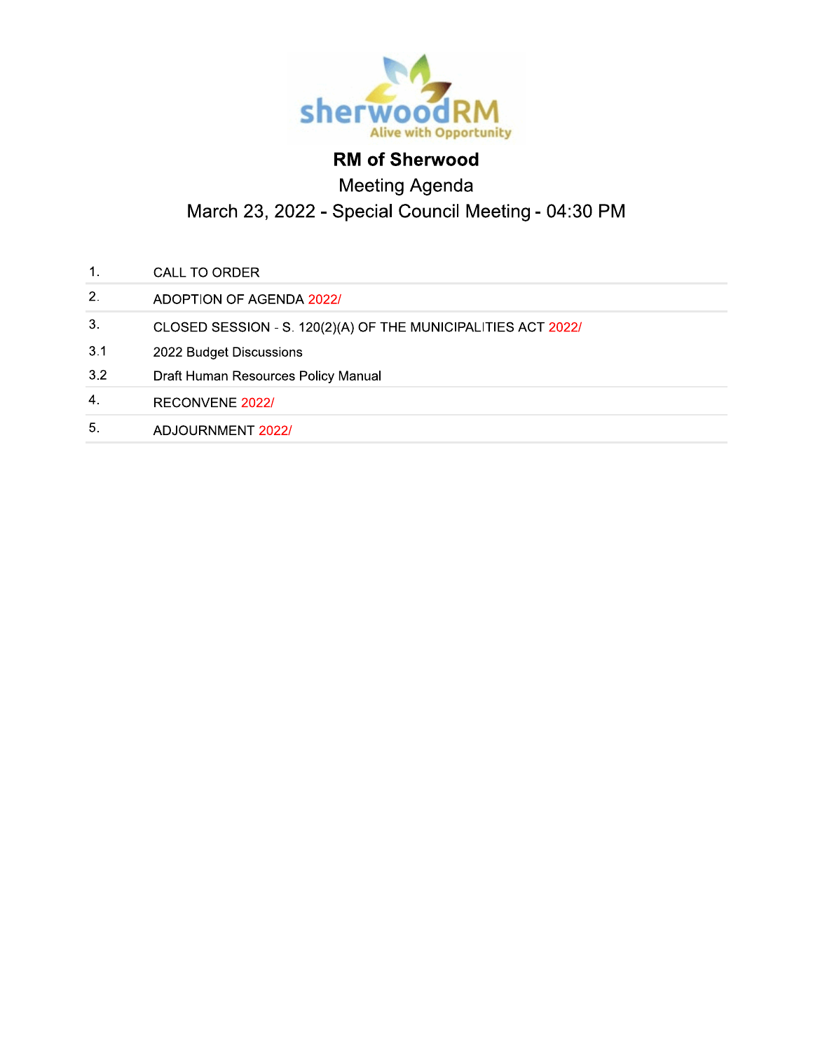sherwoodRM
Alive with Opportunity

# RM of Sherwood

## Meeting Agenda

## March 23, 2022 - Special Council Meeting - 04:30 PM

| | |
|---|---|
| 1. | CALL TO ORDER |
| 2. | ADOPTION OF AGENDA 2022/ |
| 3. | CLOSED SESSION - S. 120(2)(A) OF THE MUNICIPALITIES ACT 2022/ |
| 3.1 | 2022 Budget Discussions |
| 3.2 | Draft Human Resources Policy Manual |
| 4. | RECONVENE 2022/ |
| 5. | ADJOURNMENT 2022/ |